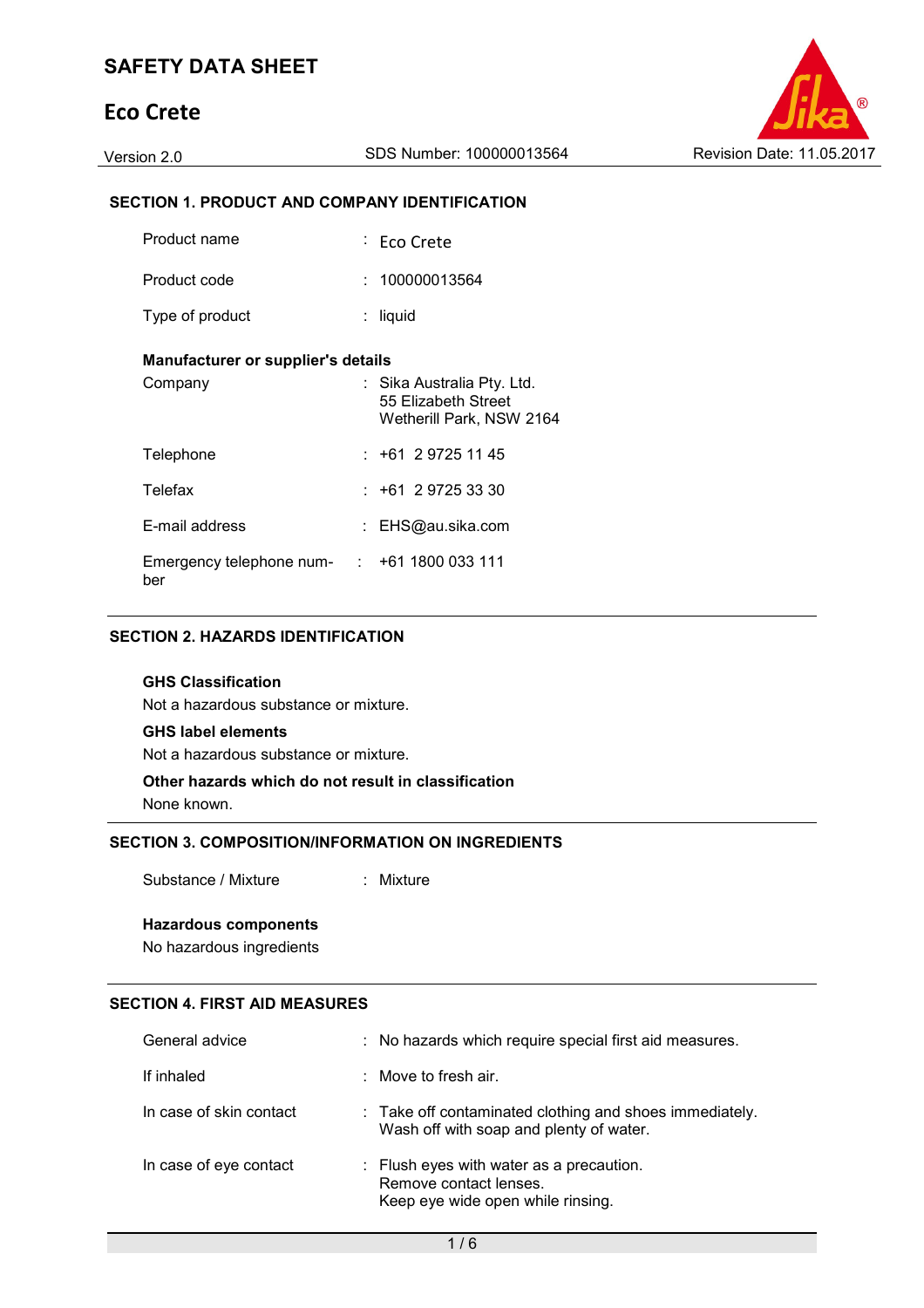# SAFETY DATA SHEET

## Eco Crete

Version 2.0 | SDS Number: 100000013564 | Revision Date: 11.05.2017

### SECTION 1. PRODUCT AND COMPANY IDENTIFICATION

| | |
|---|---|
| Product name | : Eco Crete |
| Product code | : 100000013564 |
| Type of product | : liquid |

**Manufacturer or supplier's details**

| | |
|---|---|
| Company | : Sika Australia Pty. Ltd.<br>55 Elizabeth Street<br>Wetherill Park, NSW 2164 |
| Telephone | : +61 2 9725 11 45 |
| Telefax | : +61 2 9725 33 30 |
| E-mail address | : EHS@au.sika.com |
| Emergency telephone number | : +61 1800 033 111 |

### SECTION 2. HAZARDS IDENTIFICATION

**GHS Classification**

Not a hazardous substance or mixture.

**GHS label elements**

Not a hazardous substance or mixture.

**Other hazards which do not result in classification**

None known.

### SECTION 3. COMPOSITION/INFORMATION ON INGREDIENTS

| | |
|---|---|
| Substance / Mixture | : Mixture |

**Hazardous components**

No hazardous ingredients

### SECTION 4. FIRST AID MEASURES

| | |
|---|---|
| General advice | : No hazards which require special first aid measures. |
| If inhaled | : Move to fresh air. |
| In case of skin contact | : Take off contaminated clothing and shoes immediately.<br>Wash off with soap and plenty of water. |
| In case of eye contact | : Flush eyes with water as a precaution.<br>Remove contact lenses.<br>Keep eye wide open while rinsing. |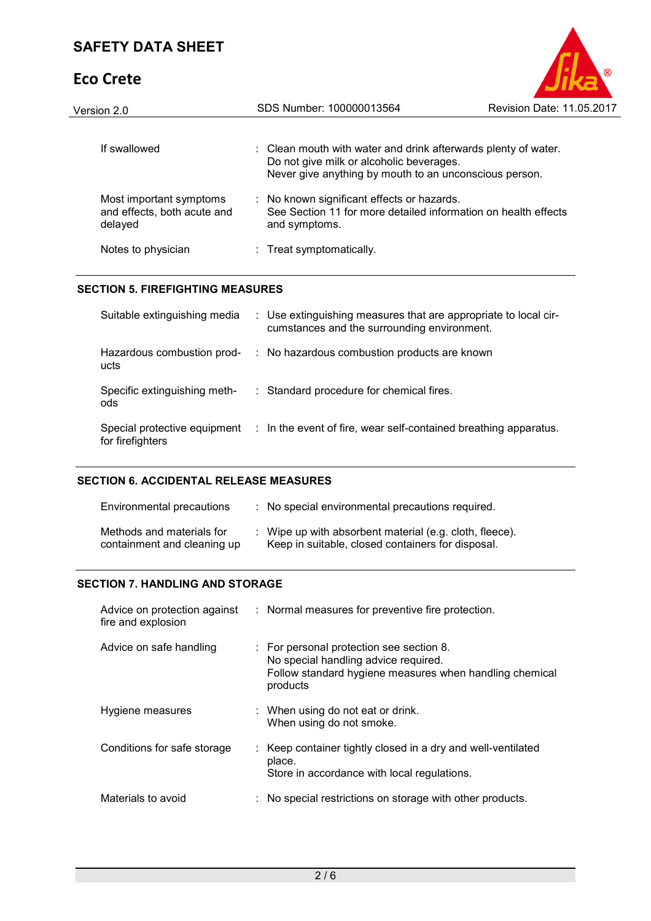| | | |
|---|---|---|
| If swallowed | : | Clean mouth with water and drink afterwards plenty of water.<br>Do not give milk or alcoholic beverages.<br>Never give anything by mouth to an unconscious person. |
| Most important symptoms and effects, both acute and delayed | : | No known significant effects or hazards.<br>See Section 11 for more detailed information on health effects and symptoms. |
| Notes to physician | : | Treat symptomatically. |

## SECTION 5. FIREFIGHTING MEASURES

| | | |
|---|---|---|
| Suitable extinguishing media | : | Use extinguishing measures that are appropriate to local circumstances and the surrounding environment. |
| Hazardous combustion products | : | No hazardous combustion products are known |
| Specific extinguishing methods | : | Standard procedure for chemical fires. |
| Special protective equipment for firefighters | : | In the event of fire, wear self-contained breathing apparatus. |

## SECTION 6. ACCIDENTAL RELEASE MEASURES

| | | |
|---|---|---|
| Environmental precautions | : | No special environmental precautions required. |
| Methods and materials for containment and cleaning up | : | Wipe up with absorbent material (e.g. cloth, fleece).<br>Keep in suitable, closed containers for disposal. |

## SECTION 7. HANDLING AND STORAGE

| | | |
|---|---|---|
| Advice on protection against fire and explosion | : | Normal measures for preventive fire protection. |
| Advice on safe handling | : | For personal protection see section 8.<br>No special handling advice required.<br>Follow standard hygiene measures when handling chemical products |
| Hygiene measures | : | When using do not eat or drink.<br>When using do not smoke. |
| Conditions for safe storage | : | Keep container tightly closed in a dry and well-ventilated place.<br>Store in accordance with local regulations. |
| Materials to avoid | : | No special restrictions on storage with other products. |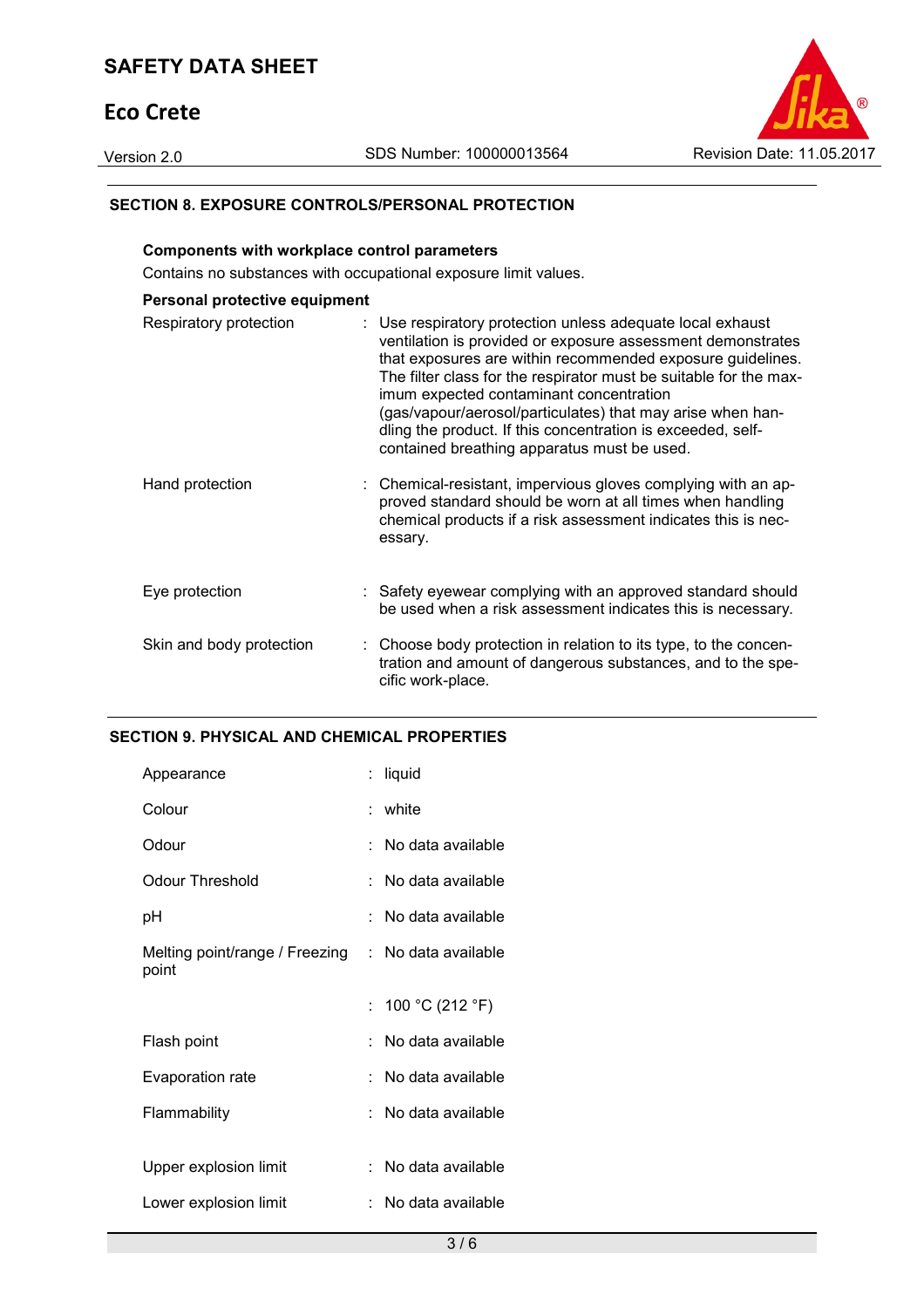## SECTION 8. EXPOSURE CONTROLS/PERSONAL PROTECTION

**Components with workplace control parameters**

Contains no substances with occupational exposure limit values.

**Personal protective equipment**

| | | |
|---|---|---|
| Respiratory protection | : | Use respiratory protection unless adequate local exhaust ventilation is provided or exposure assessment demonstrates that exposures are within recommended exposure guidelines. The filter class for the respirator must be suitable for the maximum expected contaminant concentration (gas/vapour/aerosol/particulates) that may arise when handling the product. If this concentration is exceeded, self-contained breathing apparatus must be used. |
| Hand protection | : | Chemical-resistant, impervious gloves complying with an approved standard should be worn at all times when handling chemical products if a risk assessment indicates this is necessary. |
| Eye protection | : | Safety eyewear complying with an approved standard should be used when a risk assessment indicates this is necessary. |
| Skin and body protection | : | Choose body protection in relation to its type, to the concentration and amount of dangerous substances, and to the specific work-place. |

## SECTION 9. PHYSICAL AND CHEMICAL PROPERTIES

| | | |
|---|---|---|
| Appearance | : | liquid |
| Colour | : | white |
| Odour | : | No data available |
| Odour Threshold | : | No data available |
| pH | : | No data available |
| Melting point/range / Freezing point | : | No data available |
| | : | 100 °C (212 °F) |
| Flash point | : | No data available |
| Evaporation rate | : | No data available |
| Flammability | : | No data available |
| Upper explosion limit | : | No data available |
| Lower explosion limit | : | No data available |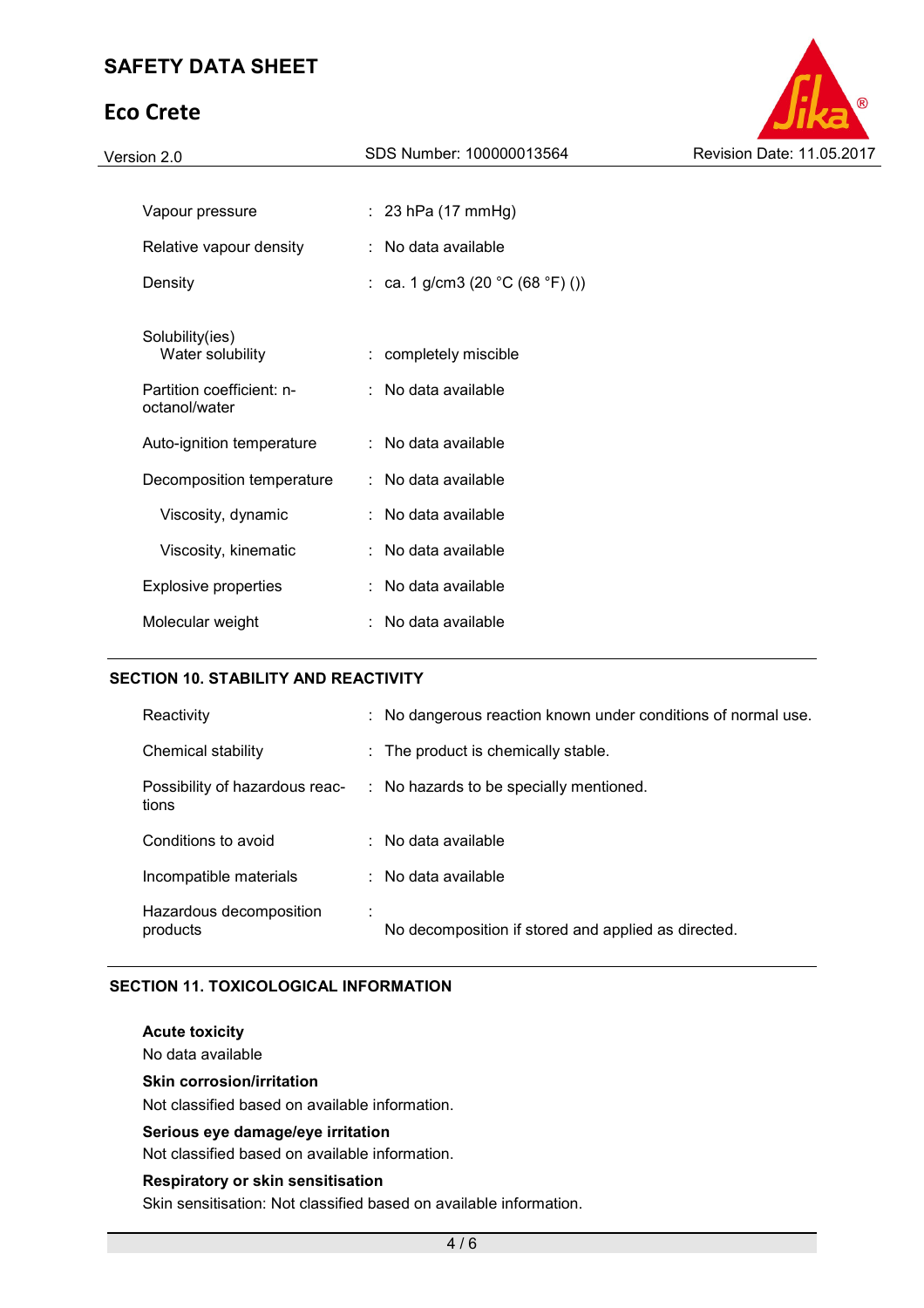| | | |
|---|---|---|
| Vapour pressure | : | 23 hPa (17 mmHg) |
| Relative vapour density | : | No data available |
| Density | : | ca. 1 g/cm3 (20 °C (68 °F) ()) |
| Solubility(ies)<br>Water solubility | : | completely miscible |
| Partition coefficient: n-octanol/water | : | No data available |
| Auto-ignition temperature | : | No data available |
| Decomposition temperature | : | No data available |
| Viscosity, dynamic | : | No data available |
| Viscosity, kinematic | : | No data available |
| Explosive properties | : | No data available |
| Molecular weight | : | No data available |

## SECTION 10. STABILITY AND REACTIVITY

| | | |
|---|---|---|
| Reactivity | : | No dangerous reaction known under conditions of normal use. |
| Chemical stability | : | The product is chemically stable. |
| Possibility of hazardous reactions | : | No hazards to be specially mentioned. |
| Conditions to avoid | : | No data available |
| Incompatible materials | : | No data available |
| Hazardous decomposition products | : | No decomposition if stored and applied as directed. |

## SECTION 11. TOXICOLOGICAL INFORMATION

**Acute toxicity**
No data available

**Skin corrosion/irritation**
Not classified based on available information.

**Serious eye damage/eye irritation**
Not classified based on available information.

**Respiratory or skin sensitisation**
Skin sensitisation: Not classified based on available information.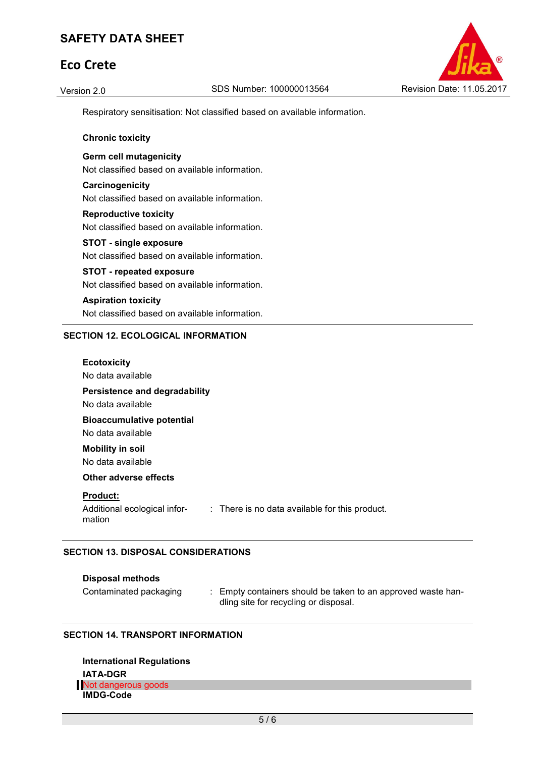Respiratory sensitisation: Not classified based on available information.

**Chronic toxicity**

**Germ cell mutagenicity**

Not classified based on available information.

**Carcinogenicity**

Not classified based on available information.

**Reproductive toxicity**

Not classified based on available information.

**STOT - single exposure**

Not classified based on available information.

**STOT - repeated exposure**

Not classified based on available information.

**Aspiration toxicity**

Not classified based on available information.

## SECTION 12. ECOLOGICAL INFORMATION

**Ecotoxicity**

No data available

**Persistence and degradability**

No data available

**Bioaccumulative potential**

No data available

**Mobility in soil**

No data available

**Other adverse effects**

**Product:**

Additional ecological information : There is no data available for this product.

## SECTION 13. DISPOSAL CONSIDERATIONS

**Disposal methods**

Contaminated packaging : Empty containers should be taken to an approved waste handling site for recycling or disposal.

## SECTION 14. TRANSPORT INFORMATION

**International Regulations**

**IATA-DGR**

Not dangerous goods

**IMDG-Code**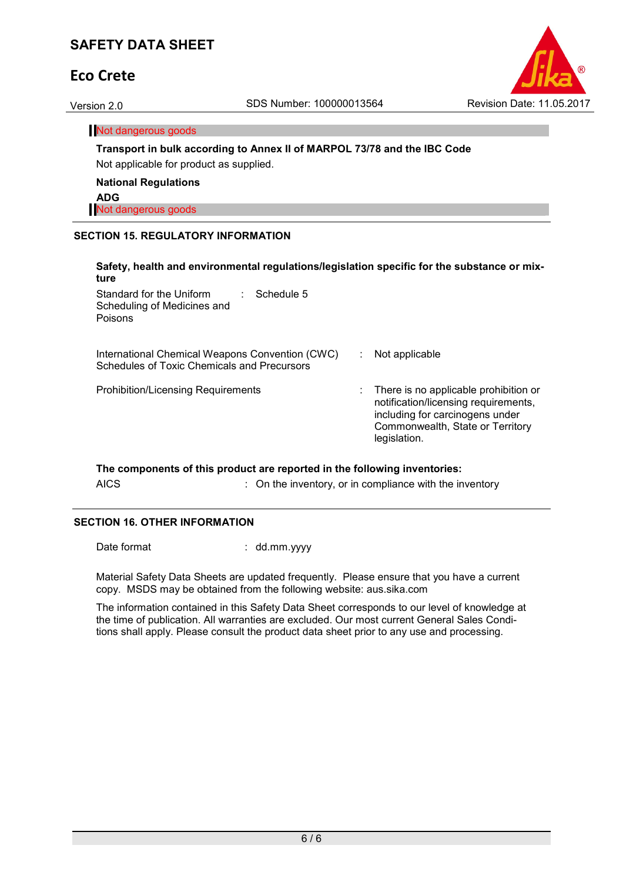Not dangerous goods

**Transport in bulk according to Annex II of MARPOL 73/78 and the IBC Code**

Not applicable for product as supplied.

**National Regulations**

**ADG**

Not dangerous goods

## SECTION 15. REGULATORY INFORMATION

**Safety, health and environmental regulations/legislation specific for the substance or mixture**

Standard for the Uniform Scheduling of Medicines and Poisons : Schedule 5

International Chemical Weapons Convention (CWC) Schedules of Toxic Chemicals and Precursors : Not applicable

Prohibition/Licensing Requirements : There is no applicable prohibition or notification/licensing requirements, including for carcinogens under Commonwealth, State or Territory legislation.

**The components of this product are reported in the following inventories:**

AICS : On the inventory, or in compliance with the inventory

## SECTION 16. OTHER INFORMATION

Date format : dd.mm.yyyy

Material Safety Data Sheets are updated frequently. Please ensure that you have a current copy. MSDS may be obtained from the following website: aus.sika.com

The information contained in this Safety Data Sheet corresponds to our level of knowledge at the time of publication. All warranties are excluded. Our most current General Sales Conditions shall apply. Please consult the product data sheet prior to any use and processing.